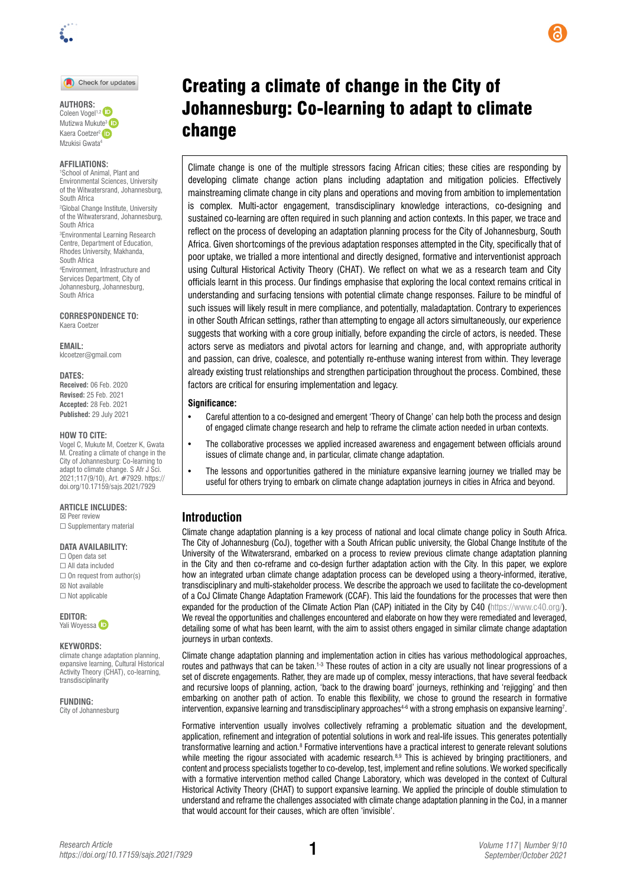# Creating a climate of change in the City of Johannesburg: Co-learning to adapt to climate change

**AUTHORS:**
Coleen Vogel[1,2]
Mutizwa Mukute[3]
Kaera Coetzer[2]
Mzukisi Gwata[4]

**AFFILIATIONS:**
[1]School of Animal, Plant and Environmental Sciences, University of the Witwatersrand, Johannesburg, South Africa
[2]Global Change Institute, University of the Witwatersrand, Johannesburg, South Africa
[3]Environmental Learning Research Centre, Department of Education, Rhodes University, Makhanda, South Africa
[4]Environment, Infrastructure and Services Department, City of Johannesburg, Johannesburg, South Africa

**CORRESPONDENCE TO:**
Kaera Coetzer

**EMAIL:**
klcoetzer@gmail.com

**DATES:**
**Received:** 06 Feb. 2020
**Revised:** 25 Feb. 2021
**Accepted:** 28 Feb. 2021
**Published:** 29 July 2021

**HOW TO CITE:**
Vogel C, Mukute M, Coetzer K, Gwata M. Creating a climate of change in the City of Johannesburg: Co-learning to adapt to climate change. S Afr J Sci. 2021;117(9/10), Art. #7929. https://doi.org/10.17159/sajs.2021/7929

**ARTICLE INCLUDES:**
☒ Peer review
☐ Supplementary material

**DATA AVAILABILITY:**
☐ Open data set
☐ All data included
☐ On request from author(s)
☒ Not available
☐ Not applicable

**EDITOR:**
Yali Woyessa

**KEYWORDS:**
climate change adaptation planning, expansive learning, Cultural Historical Activity Theory (CHAT), co-learning, transdisciplinarity

**FUNDING:**
City of Johannesburg

Climate change is one of the multiple stressors facing African cities; these cities are responding by developing climate change action plans including adaptation and mitigation policies. Effectively mainstreaming climate change in city plans and operations and moving from ambition to implementation is complex. Multi-actor engagement, transdisciplinary knowledge interactions, co-designing and sustained co-learning are often required in such planning and action contexts. In this paper, we trace and reflect on the process of developing an adaptation planning process for the City of Johannesburg, South Africa. Given shortcomings of the previous adaptation responses attempted in the City, specifically that of poor uptake, we trialled a more intentional and directly designed, formative and interventionist approach using Cultural Historical Activity Theory (CHAT). We reflect on what we as a research team and City officials learnt in this process. Our findings emphasise that exploring the local context remains critical in understanding and surfacing tensions with potential climate change responses. Failure to be mindful of such issues will likely result in mere compliance, and potentially, maladaptation. Contrary to experiences in other South African settings, rather than attempting to engage all actors simultaneously, our experience suggests that working with a core group initially, before expanding the circle of actors, is needed. These actors serve as mediators and pivotal actors for learning and change, and, with appropriate authority and passion, can drive, coalesce, and potentially re-enthuse waning interest from within. They leverage already existing trust relationships and strengthen participation throughout the process. Combined, these factors are critical for ensuring implementation and legacy.

**Significance:**

- Careful attention to a co-designed and emergent 'Theory of Change' can help both the process and design of engaged climate change research and help to reframe the climate action needed in urban contexts.
- The collaborative processes we applied increased awareness and engagement between officials around issues of climate change and, in particular, climate change adaptation.
- The lessons and opportunities gathered in the miniature expansive learning journey we trialled may be useful for others trying to embark on climate change adaptation journeys in cities in Africa and beyond.

## Introduction

Climate change adaptation planning is a key process of national and local climate change policy in South Africa. The City of Johannesburg (CoJ), together with a South African public university, the Global Change Institute of the University of the Witwatersrand, embarked on a process to review previous climate change adaptation planning in the City and then co-reframe and co-design further adaptation action with the City. In this paper, we explore how an integrated urban climate change adaptation process can be developed using a theory-informed, iterative, transdisciplinary and multi-stakeholder process. We describe the approach we used to facilitate the co-development of a CoJ Climate Change Adaptation Framework (CCAF). This laid the foundations for the processes that were then expanded for the production of the Climate Action Plan (CAP) initiated in the City by C40 (https://www.c40.org/). We reveal the opportunities and challenges encountered and elaborate on how they were remediated and leveraged, detailing some of what has been learnt, with the aim to assist others engaged in similar climate change adaptation journeys in urban contexts.

Climate change adaptation planning and implementation action in cities has various methodological approaches, routes and pathways that can be taken.[1-3] These routes of action in a city are usually not linear progressions of a set of discrete engagements. Rather, they are made up of complex, messy interactions, that have several feedback and recursive loops of planning, action, 'back to the drawing board' journeys, rethinking and 'rejigging' and then embarking on another path of action. To enable this flexibility, we chose to ground the research in formative intervention, expansive learning and transdisciplinary approaches[4-6] with a strong emphasis on expansive learning[7].

Formative intervention usually involves collectively reframing a problematic situation and the development, application, refinement and integration of potential solutions in work and real-life issues. This generates potentially transformative learning and action.[8] Formative interventions have a practical interest to generate relevant solutions while meeting the rigour associated with academic research.[8,9] This is achieved by bringing practitioners, and content and process specialists together to co-develop, test, implement and refine solutions. We worked specifically with a formative intervention method called Change Laboratory, which was developed in the context of Cultural Historical Activity Theory (CHAT) to support expansive learning. We applied the principle of double stimulation to understand and reframe the challenges associated with climate change adaptation planning in the CoJ, in a manner that would account for their causes, which are often 'invisible'.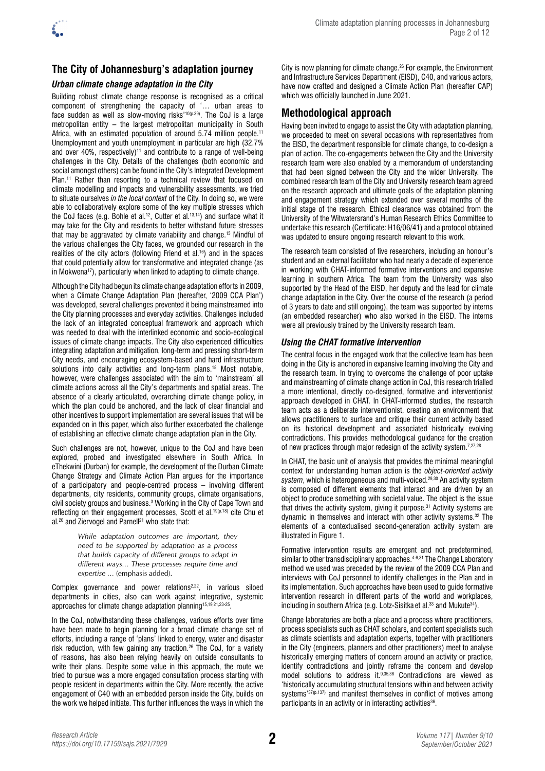## The City of Johannesburg's adaptation journey

### Urban climate change adaptation in the City

Building robust climate change response is recognised as a critical component of strengthening the capacity of '… urban areas to face sudden as well as slow-moving risks'[10(p.39)]. The CoJ is a large metropolitan entity – the largest metropolitan municipality in South Africa, with an estimated population of around 5.74 million people.[11] Unemployment and youth unemployment in particular are high (32.7% and over 40%, respectively)[11] and contribute to a range of well-being challenges in the City. Details of the challenges (both economic and social amongst others) can be found in the City's Integrated Development Plan.[11] Rather than resorting to a technical review that focused on climate modelling and impacts and vulnerability assessments, we tried to situate ourselves *in the local context* of the City. In doing so, we were able to collaboratively explore some of the key multiple stresses which the CoJ faces (e.g. Bohle et al.[12], Cutter et al.[13,14]) and surface what it may take for the City and residents to better withstand future stresses that may be aggravated by climate variability and change.[15] Mindful of the various challenges the City faces, we grounded our research in the realities of the city actors (following Friend et al.[16]) and in the spaces that could potentially allow for transformative and integrated change (as in Mokwena[17]), particularly when linked to adapting to climate change.

Although the City had begun its climate change adaptation efforts in 2009, when a Climate Change Adaptation Plan (hereafter, '2009 CCA Plan') was developed, several challenges prevented it being mainstreamed into the City planning processes and everyday activities. Challenges included the lack of an integrated conceptual framework and approach which was needed to deal with the interlinked economic and socio-ecological issues of climate change impacts. The City also experienced difficulties integrating adaptation and mitigation, long-term and pressing short-term City needs, and encouraging ecosystem-based and hard infrastructure solutions into daily activities and long-term plans.[18] Most notable, however, were challenges associated with the aim to 'mainstream' all climate actions across all the City's departments and spatial areas. The absence of a clearly articulated, overarching climate change policy, in which the plan could be anchored, and the lack of clear financial and other incentives to support implementation are several issues that will be expanded on in this paper, which also further exacerbated the challenge of establishing an effective climate change adaptation plan in the City.

Such challenges are not, however, unique to the CoJ and have been explored, probed and investigated elsewhere in South Africa. In eThekwini (Durban) for example, the development of the Durban Climate Change Strategy and Climate Action Plan argues for the importance of a participatory and people-centred process – involving different departments, city residents, community groups, climate organisations, civil society groups and business.[3] Working in the City of Cape Town and reflecting on their engagement processes, Scott et al.[19(p.18)] cite Chu et al.[20] and Ziervogel and Parnell[21] who state that:

> *While adaptation outcomes are important, they need to be supported by adaptation as a process that builds capacity of different groups to adapt in different ways… These processes require time and expertise …* (emphasis added).

Complex governance and power relations[2,22], in various siloed departments in cities, also can work against integrative, systemic approaches for climate change adaptation planning[15,19,21,23-25].

In the CoJ, notwithstanding these challenges, various efforts over time have been made to begin planning for a broad climate change set of efforts, including a range of 'plans' linked to energy, water and disaster risk reduction, with few gaining any traction.[26] The CoJ, for a variety of reasons, has also been relying heavily on outside consultants to write their plans. Despite some value in this approach, the route we tried to pursue was a more engaged consultation process starting with people resident in departments within the City. More recently, the active engagement of C40 with an embedded person inside the City, builds on the work we helped initiate. This further influences the ways in which the City is now planning for climate change.[26] For example, the Environment and Infrastructure Services Department (EISD), C40, and various actors, have now crafted and designed a Climate Action Plan (hereafter CAP) which was officially launched in June 2021.

## Methodological approach

Having been invited to engage to assist the City with adaptation planning, we proceeded to meet on several occasions with representatives from the EISD, the department responsible for climate change, to co-design a plan of action. The co-engagements between the City and the University research team were also enabled by a memorandum of understanding that had been signed between the City and the wider University. The combined research team of the City and University research team agreed on the research approach and ultimate goals of the adaptation planning and engagement strategy which extended over several months of the initial stage of the research. Ethical clearance was obtained from the University of the Witwatersrand's Human Research Ethics Committee to undertake this research (Certificate: H16/06/41) and a protocol obtained was updated to ensure ongoing research relevant to this work.

The research team consisted of five researchers, including an honour's student and an external facilitator who had nearly a decade of experience in working with CHAT-informed formative interventions and expansive learning in southern Africa. The team from the University was also supported by the Head of the EISD, her deputy and the lead for climate change adaptation in the City. Over the course of the research (a period of 3 years to date and still ongoing), the team was supported by interns (an embedded researcher) who also worked in the EISD. The interns were all previously trained by the University research team.

### Using the CHAT formative intervention

The central focus in the engaged work that the collective team has been doing in the City is anchored in expansive learning involving the City and the research team. In trying to overcome the challenge of poor uptake and mainstreaming of climate change action in CoJ, this research trialled a more intentional, directly co-designed, formative and interventionist approach developed in CHAT. In CHAT-informed studies, the research team acts as a deliberate interventionist, creating an environment that allows practitioners to surface and critique their current activity based on its historical development and associated historically evolving contradictions. This provides methodological guidance for the creation of new practices through major redesign of the activity system.[7,27,28]

In CHAT, the basic unit of analysis that provides the minimal meaningful context for understanding human action is the *object-oriented activity system*, which is heterogeneous and multi-voiced.[29,30] An activity system is composed of different elements that interact and are driven by an object to produce something with societal value. The object is the issue that drives the activity system, giving it purpose.[31] Activity systems are dynamic in themselves and interact with other activity systems.[32] The elements of a contextualised second-generation activity system are illustrated in Figure 1.

Formative intervention results are emergent and not predetermined, similar to other transdisciplinary approaches.[4-6,31] The Change Laboratory method we used was preceded by the review of the 2009 CCA Plan and interviews with CoJ personnel to identify challenges in the Plan and in its implementation. Such approaches have been used to guide formative intervention research in different parts of the world and workplaces, including in southern Africa (e.g. Lotz-Sisitka et al.[33] and Mukute[34]).

Change laboratories are both a place and a process where practitioners, process specialists such as CHAT scholars, and content specialists such as climate scientists and adaptation experts, together with practitioners in the City (engineers, planners and other practitioners) meet to analyse historically emerging matters of concern around an activity or practice, identify contradictions and jointly reframe the concern and develop model solutions to address it.[9,35,36] Contradictions are viewed as 'historically accumulating structural tensions within and between activity systems'[37(p.137)] and manifest themselves in conflict of motives among participants in an activity or in interacting activities[36].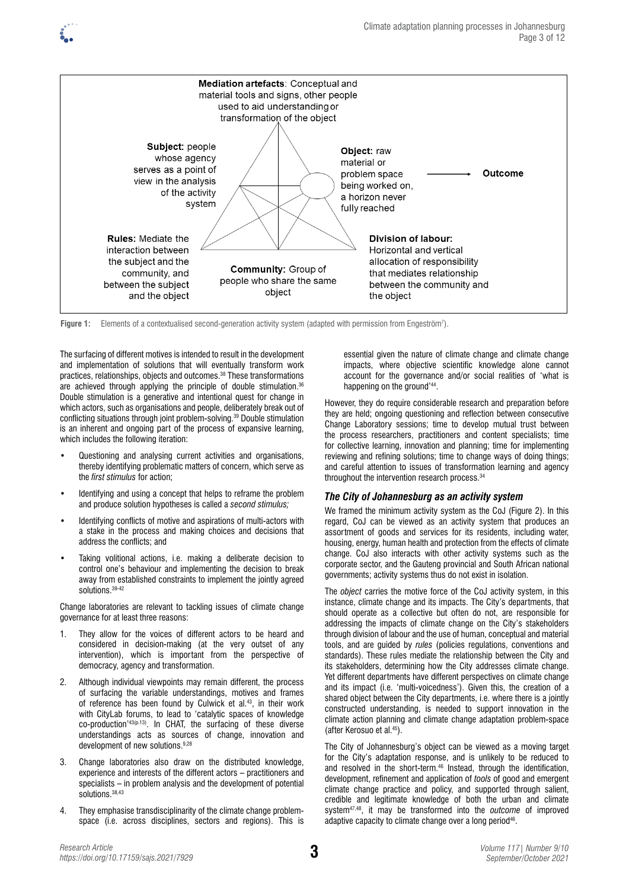**Mediation artefacts**: Conceptual and material tools and signs, other people used to aid understanding or transformation of the object

**Subject:** people whose agency serves as a point of view in the analysis of the activity system

**Object:** raw material or problem space being worked on, a horizon never fully reached → **Outcome**

**Rules:** Mediate the interaction between the subject and the community, and between the subject and the object

**Community:** Group of people who share the same object

**Division of labour:** Horizontal and vertical allocation of responsibility that mediates relationship between the community and the object

**Figure 1:** Elements of a contextualised second-generation activity system (adapted with permission from Engeström[7]).

The surfacing of different motives is intended to result in the development and implementation of solutions that will eventually transform work practices, relationships, objects and outcomes.[38] These transformations are achieved through applying the principle of double stimulation.[36] Double stimulation is a generative and intentional quest for change in which actors, such as organisations and people, deliberately break out of conflicting situations through joint problem-solving.[39] Double stimulation is an inherent and ongoing part of the process of expansive learning, which includes the following iteration:

- Questioning and analysing current activities and organisations, thereby identifying problematic matters of concern, which serve as the *first stimulus* for action;
- Identifying and using a concept that helps to reframe the problem and produce solution hypotheses is called a *second stimulus;*
- Identifying conflicts of motive and aspirations of multi-actors with a stake in the process and making choices and decisions that address the conflicts; and
- Taking volitional actions, i.e. making a deliberate decision to control one's behaviour and implementing the decision to break away from established constraints to implement the jointly agreed solutions.[39-42]

Change laboratories are relevant to tackling issues of climate change governance for at least three reasons:

1. They allow for the voices of different actors to be heard and considered in decision-making (at the very outset of any intervention), which is important from the perspective of democracy, agency and transformation.
2. Although individual viewpoints may remain different, the process of surfacing the variable understandings, motives and frames of reference has been found by Culwick et al.[43], in their work with CityLab forums, to lead to 'catalytic spaces of knowledge co-production'[43(p.13)]. In CHAT, the surfacing of these diverse understandings acts as sources of change, innovation and development of new solutions.[9,28]
3. Change laboratories also draw on the distributed knowledge, experience and interests of the different actors – practitioners and specialists – in problem analysis and the development of potential solutions.[38,43]
4. They emphasise transdisciplinarity of the climate change problem-space (i.e. across disciplines, sectors and regions). This is essential given the nature of climate change and climate change impacts, where objective scientific knowledge alone cannot account for the governance and/or social realities of 'what is happening on the ground'[44].

However, they do require considerable research and preparation before they are held; ongoing questioning and reflection between consecutive Change Laboratory sessions; time to develop mutual trust between the process researchers, practitioners and content specialists; time for collective learning, innovation and planning; time for implementing reviewing and refining solutions; time to change ways of doing things; and careful attention to issues of transformation learning and agency throughout the intervention research process.[34]

### *The City of Johannesburg as an activity system*

We framed the minimum activity system as the CoJ (Figure 2). In this regard, CoJ can be viewed as an activity system that produces an assortment of goods and services for its residents, including water, housing, energy, human health and protection from the effects of climate change. CoJ also interacts with other activity systems such as the corporate sector, and the Gauteng provincial and South African national governments; activity systems thus do not exist in isolation.

The *object* carries the motive force of the CoJ activity system, in this instance, climate change and its impacts. The City's departments, that should operate as a collective but often do not, are responsible for addressing the impacts of climate change on the City's stakeholders through division of labour and the use of human, conceptual and material tools, and are guided by *rules* (policies regulations, conventions and standards). These rules mediate the relationship between the City and its stakeholders, determining how the City addresses climate change. Yet different departments have different perspectives on climate change and its impact (i.e. 'multi-voicedness'). Given this, the creation of a shared object between the City departments, i.e. where there is a jointly constructed understanding, is needed to support innovation in the climate action planning and climate change adaptation problem-space (after Kerosuo et al.[45]).

The City of Johannesburg's object can be viewed as a moving target for the City's adaptation response, and is unlikely to be reduced to and resolved in the short-term.[46] Instead, through the identification, development, refinement and application of *tools* of good and emergent climate change practice and policy, and supported through salient, credible and legitimate knowledge of both the urban and climate system[47,48], it may be transformed into the *outcome* of improved adaptive capacity to climate change over a long period[46].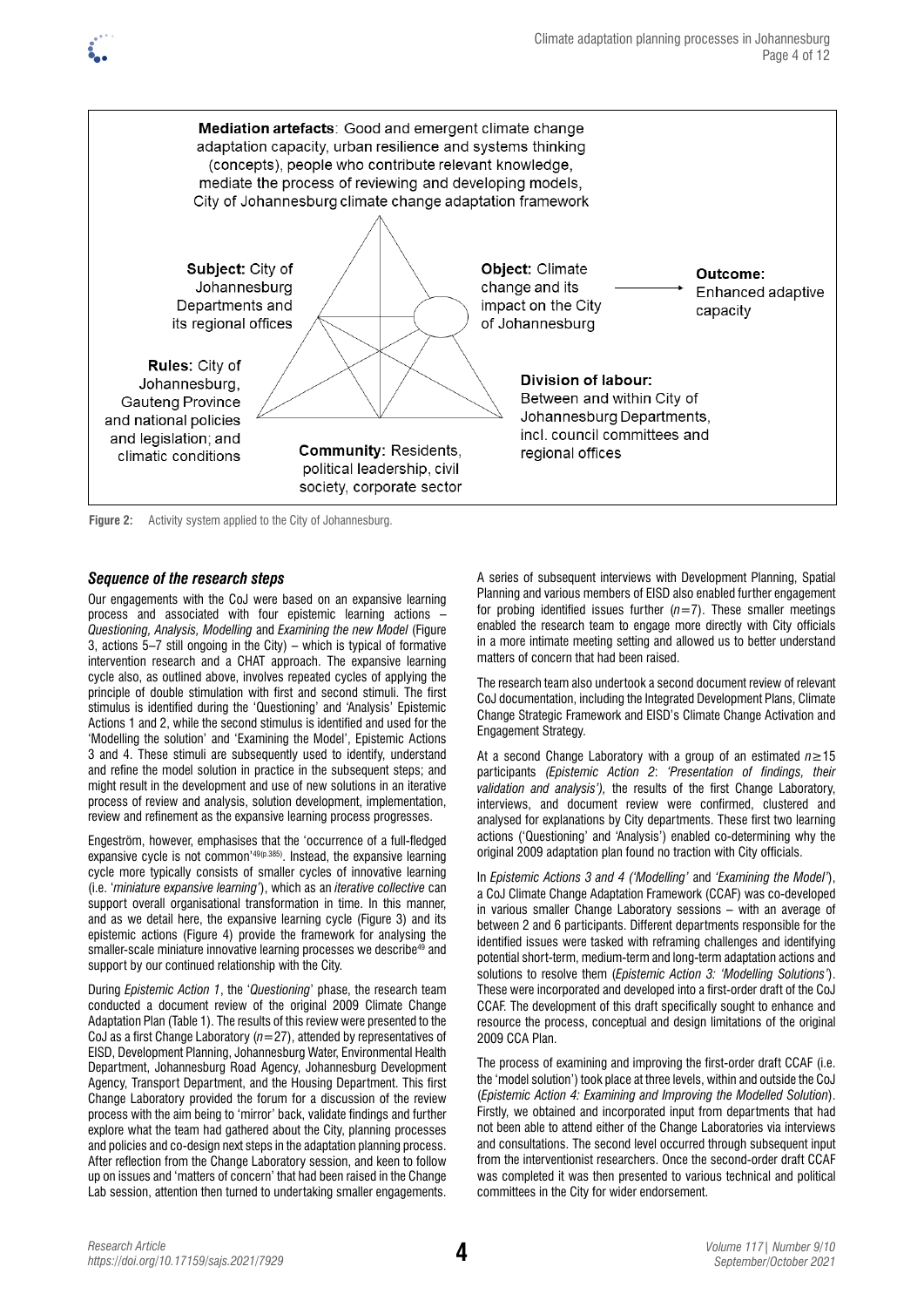**Mediation artefacts**: Good and emergent climate change adaptation capacity, urban resilience and systems thinking (concepts), people who contribute relevant knowledge, mediate the process of reviewing and developing models, City of Johannesburg climate change adaptation framework

**Subject:** City of Johannesburg Departments and its regional offices

**Object:** Climate change and its impact on the City of Johannesburg

**Outcome:** Enhanced adaptive capacity

**Rules:** City of Johannesburg, Gauteng Province and national policies and legislation; and climatic conditions

**Community:** Residents, political leadership, civil society, corporate sector

**Division of labour:** Between and within City of Johannesburg Departments, incl. council committees and regional offices

**Figure 2:** Activity system applied to the City of Johannesburg.

### *Sequence of the research steps*

Our engagements with the CoJ were based on an expansive learning process and associated with four epistemic learning actions – *Questioning, Analysis, Modelling* and *Examining the new Model* (Figure 3, actions 5–7 still ongoing in the City) – which is typical of formative intervention research and a CHAT approach. The expansive learning cycle also, as outlined above, involves repeated cycles of applying the principle of double stimulation with first and second stimuli. The first stimulus is identified during the 'Questioning' and 'Analysis' Epistemic Actions 1 and 2, while the second stimulus is identified and used for the 'Modelling the solution' and 'Examining the Model', Epistemic Actions 3 and 4. These stimuli are subsequently used to identify, understand and refine the model solution in practice in the subsequent steps; and might result in the development and use of new solutions in an iterative process of review and analysis, solution development, implementation, review and refinement as the expansive learning process progresses.

Engeström, however, emphasises that the 'occurrence of a full-fledged expansive cycle is not common'[49(p.385)]. Instead, the expansive learning cycle more typically consists of smaller cycles of innovative learning (i.e. '*miniature expansive learning*'), which as an *iterative collective* can support overall organisational transformation in time. In this manner, and as we detail here, the expansive learning cycle (Figure 3) and its epistemic actions (Figure 4) provide the framework for analysing the smaller-scale miniature innovative learning processes we describe[49] and support by our continued relationship with the City.

During *Epistemic Action 1*, the '*Questioning*' phase, the research team conducted a document review of the original 2009 Climate Change Adaptation Plan (Table 1). The results of this review were presented to the CoJ as a first Change Laboratory ($n=27$), attended by representatives of EISD, Development Planning, Johannesburg Water, Environmental Health Department, Johannesburg Road Agency, Johannesburg Development Agency, Transport Department, and the Housing Department. This first Change Laboratory provided the forum for a discussion of the review process with the aim being to 'mirror' back, validate findings and further explore what the team had gathered about the City, planning processes and policies and co-design next steps in the adaptation planning process. After reflection from the Change Laboratory session, and keen to follow up on issues and 'matters of concern' that had been raised in the Change Lab session, attention then turned to undertaking smaller engagements.

A series of subsequent interviews with Development Planning, Spatial Planning and various members of EISD also enabled further engagement for probing identified issues further ($n=7$). These smaller meetings enabled the research team to engage more directly with City officials in a more intimate meeting setting and allowed us to better understand matters of concern that had been raised.

The research team also undertook a second document review of relevant CoJ documentation, including the Integrated Development Plans, Climate Change Strategic Framework and EISD's Climate Change Activation and Engagement Strategy.

At a second Change Laboratory with a group of an estimated $n\geq15$ participants *(Epistemic Action 2*: *'Presentation of findings, their validation and analysis'),* the results of the first Change Laboratory, interviews, and document review were confirmed, clustered and analysed for explanations by City departments. These first two learning actions ('Questioning' and 'Analysis') enabled co-determining why the original 2009 adaptation plan found no traction with City officials.

In *Epistemic Actions 3 and 4 ('Modelling'* and *'Examining the Model'*), a CoJ Climate Change Adaptation Framework (CCAF) was co-developed in various smaller Change Laboratory sessions – with an average of between 2 and 6 participants. Different departments responsible for the identified issues were tasked with reframing challenges and identifying potential short-term, medium-term and long-term adaptation actions and solutions to resolve them (*Epistemic Action 3: 'Modelling Solutions'*). These were incorporated and developed into a first-order draft of the CoJ CCAF. The development of this draft specifically sought to enhance and resource the process, conceptual and design limitations of the original 2009 CCA Plan.

The process of examining and improving the first-order draft CCAF (i.e. the 'model solution') took place at three levels, within and outside the CoJ (*Epistemic Action 4: Examining and Improving the Modelled Solution*). Firstly, we obtained and incorporated input from departments that had not been able to attend either of the Change Laboratories via interviews and consultations. The second level occurred through subsequent input from the interventionist researchers. Once the second-order draft CCAF was completed it was then presented to various technical and political committees in the City for wider endorsement.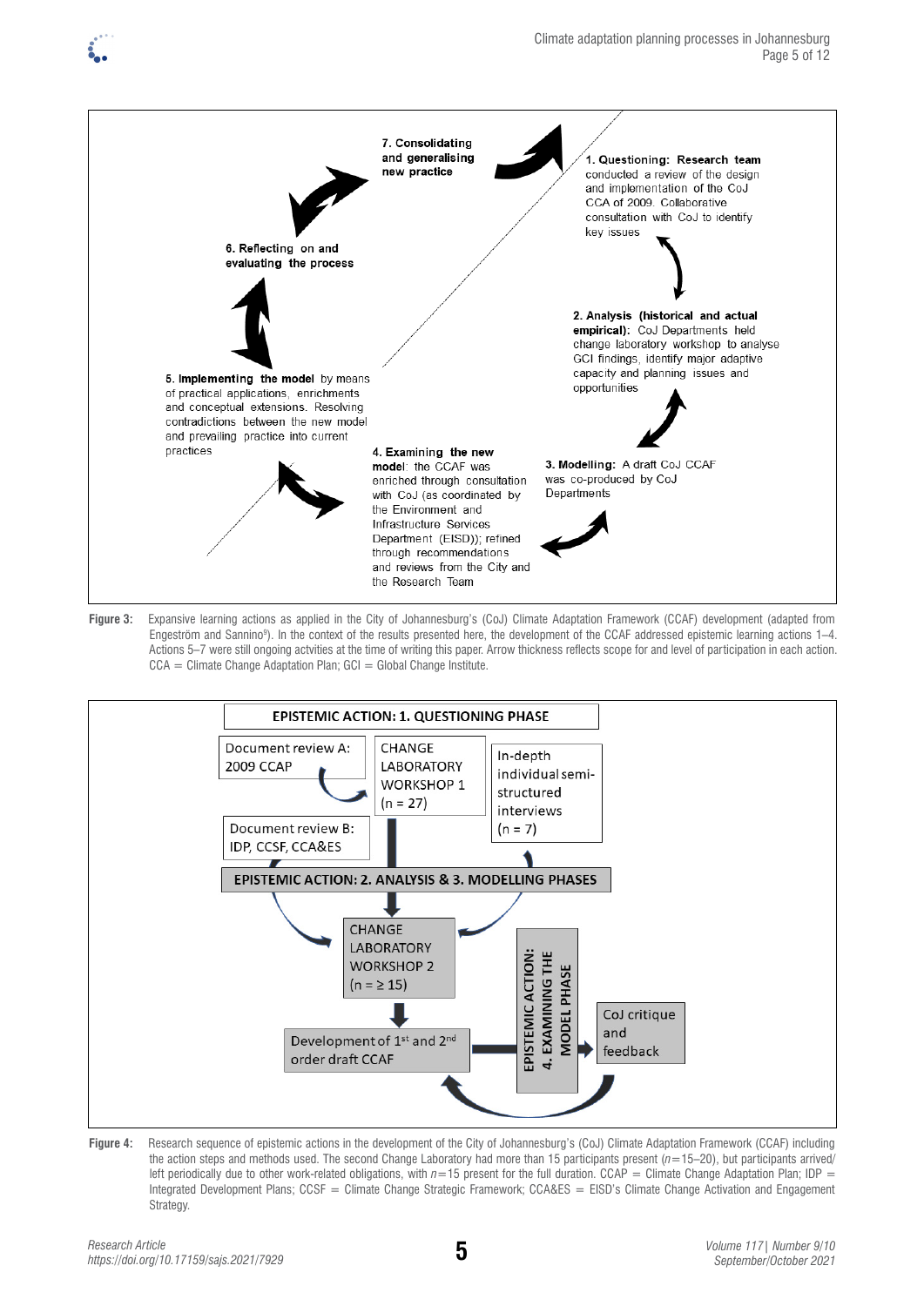7. Consolidating and generalising new practice

1. Questioning: Research team conducted a review of the design and implementation of the CoJ CCA of 2009. Collaborative consultation with CoJ to identify key issues

6. Reflecting on and evaluating the process

2. Analysis (historical and actual empirical): CoJ Departments held change laboratory workshop to analyse GCI findings, identify major adaptive capacity and planning issues and opportunities

5. Implementing the model by means of practical applications, enrichments and conceptual extensions. Resolving contradictions between the new model and prevailing practice into current practices

4. Examining the new model: the CCAF was enriched through consultation with CoJ (as coordinated by the Environment and Infrastructure Services Department (EISD)); refined through recommendations and reviews from the City and the Research Team

3. Modelling: A draft CoJ CCAF was co-produced by CoJ Departments

**Figure 3:** Expansive learning actions as applied in the City of Johannesburg's (CoJ) Climate Adaptation Framework (CCAF) development (adapted from Engeström and Sannino[8]). In the context of the results presented here, the development of the CCAF addressed epistemic learning actions 1–4. Actions 5–7 were still ongoing actvities at the time of writing this paper. Arrow thickness reflects scope for and level of participation in each action. CCA = Climate Change Adaptation Plan; GCI = Global Change Institute.

EPISTEMIC ACTION: 1. QUESTIONING PHASE

Document review A: 2009 CCAP

CHANGE LABORATORY WORKSHOP 1 (n = 27)

In-depth individual semi-structured interviews (n = 7)

Document review B: IDP, CCSF, CCA&ES

EPISTEMIC ACTION: 2. ANALYSIS & 3. MODELLING PHASES

CHANGE LABORATORY WORKSHOP 2 (n = ≥ 15)

EPISTEMIC ACTION: 4. EXAMINING THE MODEL PHASE

CoJ critique and feedback

Development of 1st and 2nd order draft CCAF

**Figure 4:** Research sequence of epistemic actions in the development of the City of Johannesburg's (CoJ) Climate Adaptation Framework (CCAF) including the action steps and methods used. The second Change Laboratory had more than 15 participants present (*n*=15–20), but participants arrived/left periodically due to other work-related obligations, with *n*=15 present for the full duration. CCAP = Climate Change Adaptation Plan; IDP = Integrated Development Plans; CCSF = Climate Change Strategic Framework; CCA&ES = EISD's Climate Change Activation and Engagement Strategy.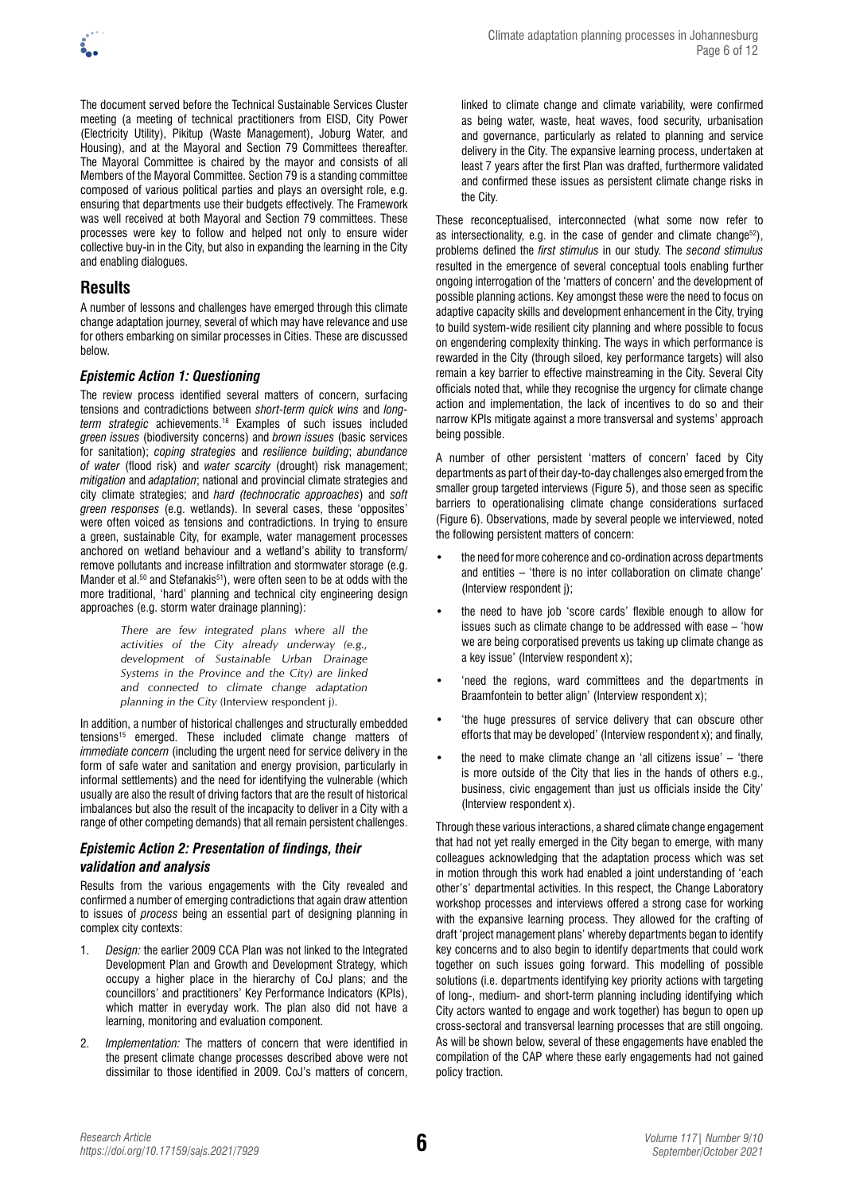The document served before the Technical Sustainable Services Cluster meeting (a meeting of technical practitioners from EISD, City Power (Electricity Utility), Pikitup (Waste Management), Joburg Water, and Housing), and at the Mayoral and Section 79 Committees thereafter. The Mayoral Committee is chaired by the mayor and consists of all Members of the Mayoral Committee. Section 79 is a standing committee composed of various political parties and plays an oversight role, e.g. ensuring that departments use their budgets effectively. The Framework was well received at both Mayoral and Section 79 committees. These processes were key to follow and helped not only to ensure wider collective buy-in in the City, but also in expanding the learning in the City and enabling dialogues.

## Results

A number of lessons and challenges have emerged through this climate change adaptation journey, several of which may have relevance and use for others embarking on similar processes in Cities. These are discussed below.

### *Epistemic Action 1: Questioning*

The review process identified several matters of concern, surfacing tensions and contradictions between *short-term quick wins* and *long-term strategic* achievements.[18] Examples of such issues included *green issues* (biodiversity concerns) and *brown issues* (basic services for sanitation); *coping strategies* and *resilience building*; *abundance of water* (flood risk) and *water scarcity* (drought) risk management; *mitigation* and *adaptation*; national and provincial climate strategies and city climate strategies; and *hard (technocratic approaches*) and *soft green responses* (e.g. wetlands). In several cases, these 'opposites' were often voiced as tensions and contradictions. In trying to ensure a green, sustainable City, for example, water management processes anchored on wetland behaviour and a wetland's ability to transform/remove pollutants and increase infiltration and stormwater storage (e.g. Mander et al.[50] and Stefanakis[51]), were often seen to be at odds with the more traditional, 'hard' planning and technical city engineering design approaches (e.g. storm water drainage planning):

> *There are few integrated plans where all the activities of the City already underway (e.g., development of Sustainable Urban Drainage Systems in the Province and the City) are linked and connected to climate change adaptation planning in the City* (Interview respondent j).

In addition, a number of historical challenges and structurally embedded tensions[15] emerged. These included climate change matters of *immediate concern* (including the urgent need for service delivery in the form of safe water and sanitation and energy provision, particularly in informal settlements) and the need for identifying the vulnerable (which usually are also the result of driving factors that are the result of historical imbalances but also the result of the incapacity to deliver in a City with a range of other competing demands) that all remain persistent challenges.

### *Epistemic Action 2: Presentation of findings, their validation and analysis*

Results from the various engagements with the City revealed and confirmed a number of emerging contradictions that again draw attention to issues of *process* being an essential part of designing planning in complex city contexts:

1. *Design:* the earlier 2009 CCA Plan was not linked to the Integrated Development Plan and Growth and Development Strategy, which occupy a higher place in the hierarchy of CoJ plans; and the councillors' and practitioners' Key Performance Indicators (KPIs), which matter in everyday work. The plan also did not have a learning, monitoring and evaluation component.
2. *Implementation:* The matters of concern that were identified in the present climate change processes described above were not dissimilar to those identified in 2009. CoJ's matters of concern, linked to climate change and climate variability, were confirmed as being water, waste, heat waves, food security, urbanisation and governance, particularly as related to planning and service delivery in the City. The expansive learning process, undertaken at least 7 years after the first Plan was drafted, furthermore validated and confirmed these issues as persistent climate change risks in the City.

These reconceptualised, interconnected (what some now refer to as intersectionality, e.g. in the case of gender and climate change[52]), problems defined the *first stimulus* in our study. The *second stimulus* resulted in the emergence of several conceptual tools enabling further ongoing interrogation of the 'matters of concern' and the development of possible planning actions. Key amongst these were the need to focus on adaptive capacity skills and development enhancement in the City, trying to build system-wide resilient city planning and where possible to focus on engendering complexity thinking. The ways in which performance is rewarded in the City (through siloed, key performance targets) will also remain a key barrier to effective mainstreaming in the City. Several City officials noted that, while they recognise the urgency for climate change action and implementation, the lack of incentives to do so and their narrow KPIs mitigate against a more transversal and systems' approach being possible.

A number of other persistent 'matters of concern' faced by City departments as part of their day-to-day challenges also emerged from the smaller group targeted interviews (Figure 5), and those seen as specific barriers to operationalising climate change considerations surfaced (Figure 6). Observations, made by several people we interviewed, noted the following persistent matters of concern:

- the need for more coherence and co-ordination across departments and entities – 'there is no inter collaboration on climate change' (Interview respondent j);
- the need to have job 'score cards' flexible enough to allow for issues such as climate change to be addressed with ease – 'how we are being corporatised prevents us taking up climate change as a key issue' (Interview respondent x);
- 'need the regions, ward committees and the departments in Braamfontein to better align' (Interview respondent x);
- 'the huge pressures of service delivery that can obscure other efforts that may be developed' (Interview respondent x); and finally,
- the need to make climate change an 'all citizens issue' – 'there is more outside of the City that lies in the hands of others e.g., business, civic engagement than just us officials inside the City' (Interview respondent x).

Through these various interactions, a shared climate change engagement that had not yet really emerged in the City began to emerge, with many colleagues acknowledging that the adaptation process which was set in motion through this work had enabled a joint understanding of 'each other's' departmental activities. In this respect, the Change Laboratory workshop processes and interviews offered a strong case for working with the expansive learning process. They allowed for the crafting of draft 'project management plans' whereby departments began to identify key concerns and to also begin to identify departments that could work together on such issues going forward. This modelling of possible solutions (i.e. departments identifying key priority actions with targeting of long-, medium- and short-term planning including identifying which City actors wanted to engage and work together) has begun to open up cross-sectoral and transversal learning processes that are still ongoing. As will be shown below, several of these engagements have enabled the compilation of the CAP where these early engagements had not gained policy traction.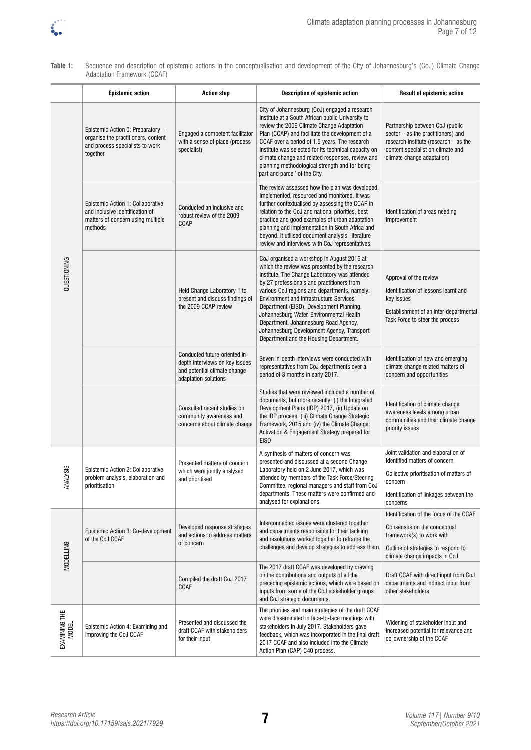**Table 1:** Sequence and description of epistemic actions in the conceptualisation and development of the City of Johannesburg's (CoJ) Climate Change Adaptation Framework (CCAF)

| | Epistemic action | Action step | Description of epistemic action | Result of epistemic action |
|---|---|---|---|---|
| QUESTIONING | Epistemic Action 0: Preparatory – organise the practitioners, content and process specialists to work together | Engaged a competent facilitator with a sense of place (process specialist) | City of Johannesburg (CoJ) engaged a research institute at a South African public University to review the 2009 Climate Change Adaptation Plan (CCAP) and facilitate the development of a CCAF over a period of 1.5 years. The research institute was selected for its technical capacity on climate change and related responses, review and planning methodological strength and for being 'part and parcel' of the City. | Partnership between CoJ (public sector – as the practitioners) and research institute (research – as the content specialist on climate and climate change adaptation) |
| | Epistemic Action 1: Collaborative and inclusive identification of matters of concern using multiple methods | Conducted an inclusive and robust review of the 2009 CCAP | The review assessed how the plan was developed, implemented, resourced and monitored. It was further contextualised by assessing the CCAP in relation to the CoJ and national priorities, best practice and good examples of urban adaptation planning and implementation in South Africa and beyond. It utilised document analysis, literature review and interviews with CoJ representatives. | Identification of areas needing improvement |
| | | Held Change Laboratory 1 to present and discuss findings of the 2009 CCAP review | CoJ organised a workshop in August 2016 at which the review was presented by the research institute. The Change Laboratory was attended by 27 professionals and practitioners from various CoJ regions and departments, namely: Environment and Infrastructure Services Department (EISD), Development Planning, Johannesburg Water, Environmental Health Department, Johannesburg Road Agency, Johannesburg Development Agency, Transport Department and the Housing Department. | Approval of the review<br>Identification of lessons learnt and key issues<br>Establishment of an inter-departmental Task Force to steer the process |
| | | Conducted future-oriented in-depth interviews on key issues and potential climate change adaptation solutions | Seven in-depth interviews were conducted with representatives from CoJ departments over a period of 3 months in early 2017. | Identification of new and emerging climate change related matters of concern and opportunities |
| | | Consulted recent studies on community awareness and concerns about climate change | Studies that were reviewed included a number of documents, but more recently: (i) the Integrated Development Plans (IDP) 2017, (ii) Update on the IDP process, (iii) Climate Change Strategic Framework, 2015 and (iv) the Climate Change: Activation & Engagement Strategy prepared for EISD | Identification of climate change awareness levels among urban communities and their climate change priority issues |
| ANALYSIS | Epistemic Action 2: Collaborative problem analysis, elaboration and prioritisation | Presented matters of concern which were jointly analysed and prioritised | A synthesis of matters of concern was presented and discussed at a second Change Laboratory held on 2 June 2017, which was attended by members of the Task Force/Steering Committee, regional managers and staff from CoJ departments. These matters were confirmed and analysed for explanations. | Joint validation and elaboration of identified matters of concern<br>Collective prioritisation of matters of concern<br>Identification of linkages between the concerns |
| MODELLING | Epistemic Action 3: Co-development of the CoJ CCAF | Developed response strategies and actions to address matters of concern | Interconnected issues were clustered together and departments responsible for their tackling and resolutions worked together to reframe the challenges and develop strategies to address them. | Identification of the focus of the CCAF<br>Consensus on the conceptual framework(s) to work with<br>Outline of strategies to respond to climate change impacts in CoJ |
| | | Compiled the draft CoJ 2017 CCAF | The 2017 draft CCAF was developed by drawing on the contributions and outputs of all the preceding epistemic actions, which were based on inputs from some of the CoJ stakeholder groups and CoJ strategic documents. | Draft CCAF with direct input from CoJ departments and indirect input from other stakeholders |
| EXAMINING THE MODEL | Epistemic Action 4: Examining and improving the CoJ CCAF | Presented and discussed the draft CCAF with stakeholders for their input | The priorities and main strategies of the draft CCAF were disseminated in face-to-face meetings with stakeholders in July 2017. Stakeholders gave feedback, which was incorporated in the final draft 2017 CCAF and also included into the Climate Action Plan (CAP) C40 process. | Widening of stakeholder input and increased potential for relevance and co-ownership of the CCAF |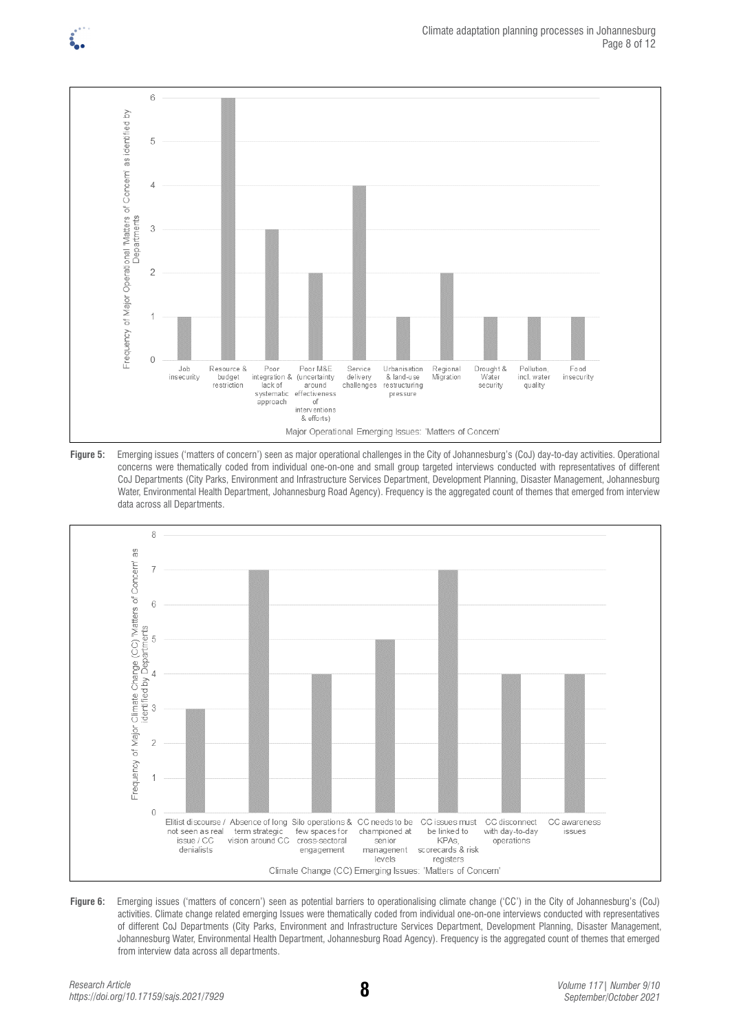**Figure 5:** Emerging issues ('matters of concern') seen as major operational challenges in the City of Johannesburg's (CoJ) day-to-day activities. Operational concerns were thematically coded from individual one-on-one and small group targeted interviews conducted with representatives of different CoJ Departments (City Parks, Environment and Infrastructure Services Department, Development Planning, Disaster Management, Johannesburg Water, Environmental Health Department, Johannesburg Road Agency). Frequency is the aggregated count of themes that emerged from interview data across all Departments.

**Figure 6:** Emerging issues ('matters of concern') seen as potential barriers to operationalising climate change ('CC') in the City of Johannesburg's (CoJ) activities. Climate change related emerging Issues were thematically coded from individual one-on-one interviews conducted with representatives of different CoJ Departments (City Parks, Environment and Infrastructure Services Department, Development Planning, Disaster Management, Johannesburg Water, Environmental Health Department, Johannesburg Road Agency). Frequency is the aggregated count of themes that emerged from interview data across all departments.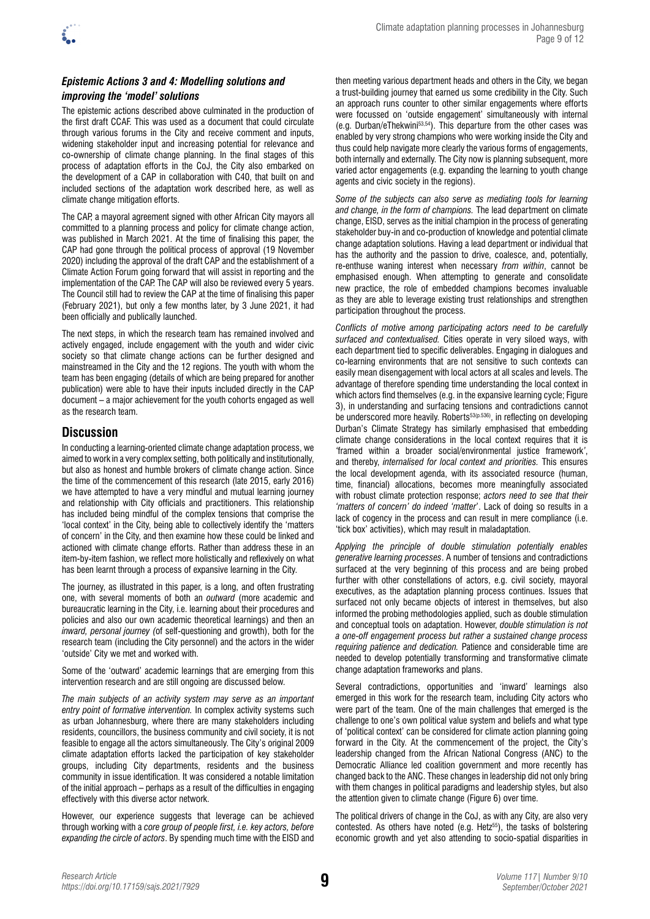### *Epistemic Actions 3 and 4: Modelling solutions and improving the 'model' solutions*

The epistemic actions described above culminated in the production of the first draft CCAF. This was used as a document that could circulate through various forums in the City and receive comment and inputs, widening stakeholder input and increasing potential for relevance and co-ownership of climate change planning. In the final stages of this process of adaptation efforts in the CoJ, the City also embarked on the development of a CAP in collaboration with C40, that built on and included sections of the adaptation work described here, as well as climate change mitigation efforts.

The CAP, a mayoral agreement signed with other African City mayors all committed to a planning process and policy for climate change action, was published in March 2021. At the time of finalising this paper, the CAP had gone through the political process of approval (19 November 2020) including the approval of the draft CAP and the establishment of a Climate Action Forum going forward that will assist in reporting and the implementation of the CAP. The CAP will also be reviewed every 5 years. The Council still had to review the CAP at the time of finalising this paper (February 2021), but only a few months later, by 3 June 2021, it had been officially and publically launched.

The next steps, in which the research team has remained involved and actively engaged, include engagement with the youth and wider civic society so that climate change actions can be further designed and mainstreamed in the City and the 12 regions. The youth with whom the team has been engaging (details of which are being prepared for another publication) were able to have their inputs included directly in the CAP document – a major achievement for the youth cohorts engaged as well as the research team.

## Discussion

In conducting a learning-oriented climate change adaptation process, we aimed to work in a very complex setting, both politically and institutionally, but also as honest and humble brokers of climate change action. Since the time of the commencement of this research (late 2015, early 2016) we have attempted to have a very mindful and mutual learning journey and relationship with City officials and practitioners. This relationship has included being mindful of the complex tensions that comprise the 'local context' in the City, being able to collectively identify the 'matters of concern' in the City, and then examine how these could be linked and actioned with climate change efforts. Rather than address these in an item-by-item fashion, we reflect more holistically and reflexively on what has been learnt through a process of expansive learning in the City.

The journey, as illustrated in this paper, is a long, and often frustrating one, with several moments of both an *outward* (more academic and bureaucratic learning in the City, i.e. learning about their procedures and policies and also our own academic theoretical learnings) and then an *inward, personal journey* (of self-questioning and growth), both for the research team (including the City personnel) and the actors in the wider 'outside' City we met and worked with.

Some of the 'outward' academic learnings that are emerging from this intervention research and are still ongoing are discussed below.

*The main subjects of an activity system may serve as an important entry point of formative intervention.* In complex activity systems such as urban Johannesburg, where there are many stakeholders including residents, councillors, the business community and civil society, it is not feasible to engage all the actors simultaneously. The City's original 2009 climate adaptation efforts lacked the participation of key stakeholder groups, including City departments, residents and the business community in issue identification. It was considered a notable limitation of the initial approach – perhaps as a result of the difficulties in engaging effectively with this diverse actor network.

However, our experience suggests that leverage can be achieved through working with a *core group of people first, i.e. key actors, before expanding the circle of actors*. By spending much time with the EISD and then meeting various department heads and others in the City, we began a trust-building journey that earned us some credibility in the City. Such an approach runs counter to other similar engagements where efforts were focussed on 'outside engagement' simultaneously with internal (e.g. Durban/eThekwini[53,54]). This departure from the other cases was enabled by very strong champions who were working inside the City and thus could help navigate more clearly the various forms of engagements, both internally and externally. The City now is planning subsequent, more varied actor engagements (e.g. expanding the learning to youth change agents and civic society in the regions).

*Some of the subjects can also serve as mediating tools for learning and change, in the form of champions.* The lead department on climate change, EISD, serves as the initial champion in the process of generating stakeholder buy-in and co-production of knowledge and potential climate change adaptation solutions. Having a lead department or individual that has the authority and the passion to drive, coalesce, and, potentially, re-enthuse waning interest when necessary *from within*, cannot be emphasised enough. When attempting to generate and consolidate new practice, the role of embedded champions becomes invaluable as they are able to leverage existing trust relationships and strengthen participation throughout the process.

*Conflicts of motive among participating actors need to be carefully surfaced and contextualised.* Cities operate in very siloed ways, with each department tied to specific deliverables. Engaging in dialogues and co-learning environments that are not sensitive to such contexts can easily mean disengagement with local actors at all scales and levels. The advantage of therefore spending time understanding the local context in which actors find themselves (e.g. in the expansive learning cycle; Figure 3), in understanding and surfacing tensions and contradictions cannot be underscored more heavily. Roberts[53(p.536)], in reflecting on developing Durban's Climate Strategy has similarly emphasised that embedding climate change considerations in the local context requires that it is 'framed within a broader social/environmental justice framework', and thereby, *internalised for local context and priorities.* This ensures the local development agenda, with its associated resource (human, time, financial) allocations, becomes more meaningfully associated with robust climate protection response; *actors need to see that their 'matters of concern' do indeed 'matter'*. Lack of doing so results in a lack of cogency in the process and can result in mere compliance (i.e. 'tick box' activities), which may result in maladaptation.

*Applying the principle of double stimulation potentially enables generative learning processes*. A number of tensions and contradictions surfaced at the very beginning of this process and are being probed further with other constellations of actors, e.g. civil society, mayoral executives, as the adaptation planning process continues. Issues that surfaced not only became objects of interest in themselves, but also informed the probing methodologies applied, such as double stimulation and conceptual tools on adaptation. However, *double stimulation is not a one-off engagement process but rather a sustained change process requiring patience and dedication.* Patience and considerable time are needed to develop potentially transforming and transformative climate change adaptation frameworks and plans.

Several contradictions, opportunities and 'inward' learnings also emerged in this work for the research team, including City actors who were part of the team. One of the main challenges that emerged is the challenge to one's own political value system and beliefs and what type of 'political context' can be considered for climate action planning going forward in the City. At the commencement of the project, the City's leadership changed from the African National Congress (ANC) to the Democratic Alliance led coalition government and more recently has changed back to the ANC. These changes in leadership did not only bring with them changes in political paradigms and leadership styles, but also the attention given to climate change (Figure 6) over time.

The political drivers of change in the CoJ, as with any City, are also very contested. As others have noted (e.g. Hetz[55]), the tasks of bolstering economic growth and yet also attending to socio-spatial disparities in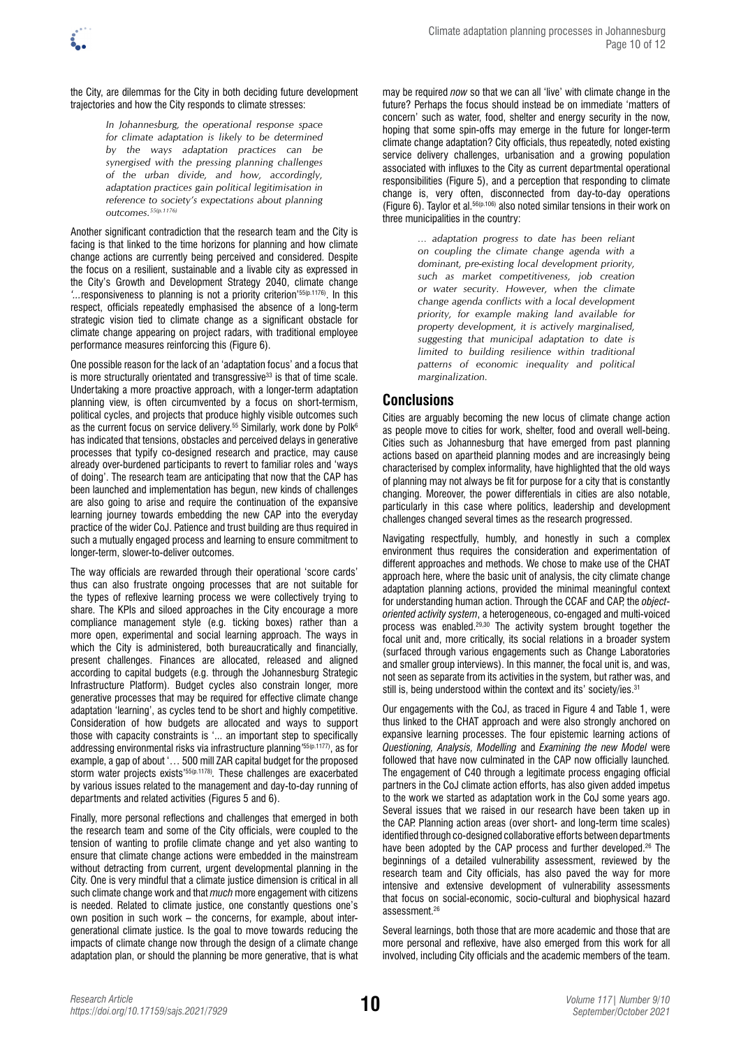the City, are dilemmas for the City in both deciding future development trajectories and how the City responds to climate stresses:

> *In Johannesburg, the operational response space for climate adaptation is likely to be determined by the ways adaptation practices can be synergised with the pressing planning challenges of the urban divide, and how, accordingly, adaptation practices gain political legitimisation in reference to society's expectations about planning outcomes.*[55(p.1176)]

Another significant contradiction that the research team and the City is facing is that linked to the time horizons for planning and how climate change actions are currently being perceived and considered. Despite the focus on a resilient, sustainable and a livable city as expressed in the City's Growth and Development Strategy 2040, climate change '...responsiveness to planning is not a priority criterion'[55(p.1176)]. In this respect, officials repeatedly emphasised the absence of a long-term strategic vision tied to climate change as a significant obstacle for climate change appearing on project radars, with traditional employee performance measures reinforcing this (Figure 6).

One possible reason for the lack of an 'adaptation focus' and a focus that is more structurally orientated and transgressive[33] is that of time scale. Undertaking a more proactive approach, with a longer-term adaptation planning view, is often circumvented by a focus on short-termism, political cycles, and projects that produce highly visible outcomes such as the current focus on service delivery.[55] Similarly, work done by Polk[6] has indicated that tensions, obstacles and perceived delays in generative processes that typify co-designed research and practice, may cause already over-burdened participants to revert to familiar roles and 'ways of doing'. The research team are anticipating that now that the CAP has been launched and implementation has begun, new kinds of challenges are also going to arise and require the continuation of the expansive learning journey towards embedding the new CAP into the everyday practice of the wider CoJ. Patience and trust building are thus required in such a mutually engaged process and learning to ensure commitment to longer-term, slower-to-deliver outcomes.

The way officials are rewarded through their operational 'score cards' thus can also frustrate ongoing processes that are not suitable for the types of reflexive learning process we were collectively trying to share. The KPIs and siloed approaches in the City encourage a more compliance management style (e.g. ticking boxes) rather than a more open, experimental and social learning approach. The ways in which the City is administered, both bureaucratically and financially, present challenges. Finances are allocated, released and aligned according to capital budgets (e.g. through the Johannesburg Strategic Infrastructure Platform). Budget cycles also constrain longer, more generative processes that may be required for effective climate change adaptation 'learning', as cycles tend to be short and highly competitive. Consideration of how budgets are allocated and ways to support those with capacity constraints is '... an important step to specifically addressing environmental risks via infrastructure planning'[55(p.1177)], as for example, a gap of about '… 500 mill ZAR capital budget for the proposed storm water projects exists'[55(p.1178)]. These challenges are exacerbated by various issues related to the management and day-to-day running of departments and related activities (Figures 5 and 6).

Finally, more personal reflections and challenges that emerged in both the research team and some of the City officials, were coupled to the tension of wanting to profile climate change and yet also wanting to ensure that climate change actions were embedded in the mainstream without detracting from current, urgent developmental planning in the City. One is very mindful that a climate justice dimension is critical in all such climate change work and that *much* more engagement with citizens is needed. Related to climate justice, one constantly questions one's own position in such work – the concerns, for example, about inter-generational climate justice. Is the goal to move towards reducing the impacts of climate change now through the design of a climate change adaptation plan, or should the planning be more generative, that is what may be required *now* so that we can all 'live' with climate change in the future? Perhaps the focus should instead be on immediate 'matters of concern' such as water, food, shelter and energy security in the now, hoping that some spin-offs may emerge in the future for longer-term climate change adaptation? City officials, thus repeatedly, noted existing service delivery challenges, urbanisation and a growing population associated with influxes to the City as current departmental operational responsibilities (Figure 5), and a perception that responding to climate change is, very often, disconnected from day-to-day operations (Figure 6). Taylor et al.[56(p.106)] also noted similar tensions in their work on three municipalities in the country:

> *… adaptation progress to date has been reliant on coupling the climate change agenda with a dominant, pre-existing local development priority, such as market competitiveness, job creation or water security. However, when the climate change agenda conflicts with a local development priority, for example making land available for property development, it is actively marginalised, suggesting that municipal adaptation to date is limited to building resilience within traditional patterns of economic inequality and political marginalization.*

## Conclusions

Cities are arguably becoming the new locus of climate change action as people move to cities for work, shelter, food and overall well-being. Cities such as Johannesburg that have emerged from past planning actions based on apartheid planning modes and are increasingly being characterised by complex informality, have highlighted that the old ways of planning may not always be fit for purpose for a city that is constantly changing. Moreover, the power differentials in cities are also notable, particularly in this case where politics, leadership and development challenges changed several times as the research progressed.

Navigating respectfully, humbly, and honestly in such a complex environment thus requires the consideration and experimentation of different approaches and methods. We chose to make use of the CHAT approach here, where the basic unit of analysis, the city climate change adaptation planning actions, provided the minimal meaningful context for understanding human action. Through the CCAF and CAP, the *object-oriented activity system*, a heterogeneous, co-engaged and multi-voiced process was enabled.[29,30] The activity system brought together the focal unit and, more critically, its social relations in a broader system (surfaced through various engagements such as Change Laboratories and smaller group interviews). In this manner, the focal unit is, and was, not seen as separate from its activities in the system, but rather was, and still is, being understood within the context and its' society/ies.[31]

Our engagements with the CoJ, as traced in Figure 4 and Table 1, were thus linked to the CHAT approach and were also strongly anchored on expansive learning processes. The four epistemic learning actions of *Questioning, Analysis, Modelling* and *Examining the new Model* were followed that have now culminated in the CAP now officially launched. The engagement of C40 through a legitimate process engaging official partners in the CoJ climate action efforts, has also given added impetus to the work we started as adaptation work in the CoJ some years ago. Several issues that we raised in our research have been taken up in the CAP. Planning action areas (over short- and long-term time scales) identified through co-designed collaborative efforts between departments have been adopted by the CAP process and further developed.[26] The beginnings of a detailed vulnerability assessment, reviewed by the research team and City officials, has also paved the way for more intensive and extensive development of vulnerability assessments that focus on social-economic, socio-cultural and biophysical hazard assessment.[26]

Several learnings, both those that are more academic and those that are more personal and reflexive, have also emerged from this work for all involved, including City officials and the academic members of the team.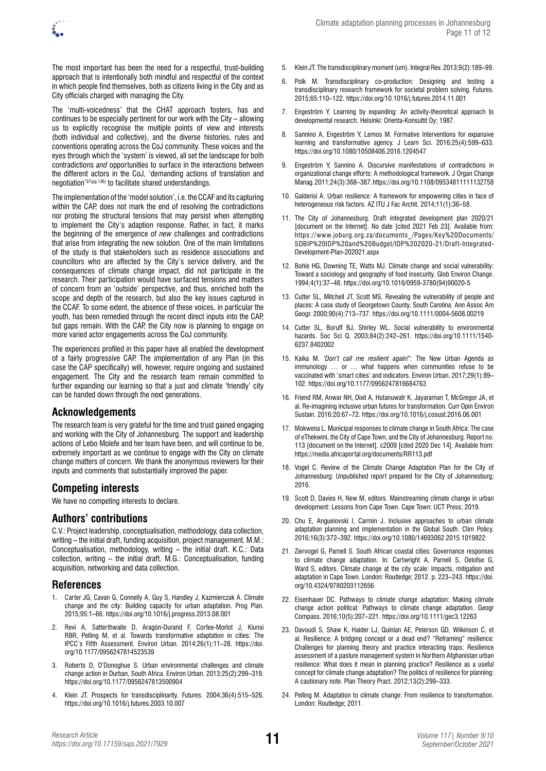The most important has been the need for a respectful, trust-building approach that is intentionally both mindful and respectful of the context in which people find themselves, both as citizens living in the City and as City officials charged with managing the City.

The 'multi-voicedness' that the CHAT approach fosters, has and continues to be especially pertinent for our work with the City – allowing us to explicitly recognise the multiple points of view and interests (both individual and collective), and the diverse histories, rules and conventions operating across the CoJ community. These voices and the eyes through which the 'system' is viewed, all set the landscape for both contradictions *and* opportunities to surface in the interactions between the different actors in the CoJ, 'demanding actions of translation and negotiation'[37(pg.136)] to facilitate shared understandings.

The implementation of the 'model solution', i.e. the CCAF and its capturing within the CAP, does not mark the end of resolving the contradictions nor probing the structural tensions that may persist when attempting to implement the City's adaption response. Rather, in fact, it marks the beginning of the emergence of *new* challenges and contradictions that arise from integrating the new solution. One of the main limitations of the study is that stakeholders such as residence associations and councillors who are affected by the City's service delivery, and the consequences of climate change impact, did not participate in the research. Their participation would have surfaced tensions and matters of concern from an 'outside' perspective, and thus, enriched both the scope and depth of the research, but also the key issues captured in the CCAF. To some extent, the absence of these voices, in particular the youth, has been remedied through the recent direct inputs into the CAP, but gaps remain. With the CAP, the City now is planning to engage on more varied actor engagements across the CoJ community.

The experiences profiled in this paper have all enabled the development of a fairly progressive CAP. The implementation of any Plan (in this case the CAP specifically) will, however, require ongoing and sustained engagement. The City and the research team remain committed to further expanding our learning so that a just and climate 'friendly' city can be handed down through the next generations.

## Acknowledgements

The research team is very grateful for the time and trust gained engaging and working with the City of Johannesburg. The support and leadership actions of Lebo Molefe and her team have been, and will continue to be, extremely important as we continue to engage with the City on climate change matters of concern. We thank the anonymous reviewers for their inputs and comments that substantially improved the paper.

## Competing interests

We have no competing interests to declare.

## Authors' contributions

C.V.: Project leadership, conceptualisation, methodology, data collection, writing – the initial draft, funding acquisition, project management. M.M.: Conceptualisation, methodology, writing – the initial draft. K.C.: Data collection, writing – the initial draft. M.G.: Conceptualisation, funding acquisition, networking and data collection.

## References

1. Carter JG, Cavan G, Connelly A, Guy S, Handley J, Kazmierczak A. Climate change and the city: Building capacity for urban adaptation. Prog Plan. 2015;95:1–66. https://doi.org/10.1016/j.progress.2013.08.001
2. Revi A, Satterthwaite D, Aragón-Durand F, Corfee-Morlot J, Kiunsi RBR, Pelling M, et al. Towards transformative adaptation in cities: The IPCC's Fifth Assessment. Environ Urban. 2014;26(1):11–28. https://doi.org/10.1177/0956247814523539
3. Roberts D, O'Donoghue S. Urban environmental challenges and climate change action in Durban, South Africa. Environ Urban. 2013;25(2):299–319. https://doi.org/10.1177/0956247813500904
4. Klein JT. Prospects for transdisciplinarity. Futures. 2004;36(4):515–526. https://doi.org/10.1016/j.futures.2003.10.007
5. Klein JT. The transdisciplinary moment (um). Integral Rev. 2013;9(2):189–99.
6. Polk M. Transdisciplinary co-production: Designing and testing a transdisciplinary research framework for societal problem solving. Futures. 2015;65:110–122. https://doi.org/10.1016/j.futures.2014.11.001
7. Engeström Y. Learning by expanding: An activity-theoretical approach to developmental research. Helsinki: Orienta-Konsultit Oy; 1987.
8. Sannino A, Engeström Y, Lemos M. Formative Interventions for expansive learning and transformative agency. J Learn Sci. 2016;25(4):599–633. https://doi.org/10.1080/10508406.2016.1204547
9. Engeström Y, Sannino A. Discursive manifestations of contradictions in organizational change efforts: A methodological framework. J Organ Change Manag. 2011;24(3):368–387. https://doi.org/10.1108/09534811111132758
10. Galderisi A. Urban resilience: A framework for empowering cities in face of heterogeneous risk factors. AZ ITU J Fac Archit. 2014;11(1):36–58.
11. The City of Johannesburg. Draft integrated development plan 2020/21 [document on the Internet]. No date [cited 2021 Feb 23]. Available from: https://www.joburg.org.za/documents_/Pages/Key%20Documents/SDBIP%20IDP%20and%20Budget/IDP%202020-21/Draft-Integrated-Development-Plan-202021.aspx
12. Bohle HG, Downing TE, Watts MJ. Climate change and social vulnerability: Toward a sociology and geography of food insecurity. Glob Environ Change. 1994;4(1):37–48. https://doi.org/10.1016/0959-3780(94)90020-5
13. Cutter SL, Mitchell JT, Scott MS. Revealing the vulnerability of people and places: A case study of Georgetown County, South Carolina. Ann Assoc Am Geogr. 2000;90(4):713–737. https://doi.org/10.1111/0004-5608.00219
14. Cutter SL, Boruff BJ, Shirley WL. Social vulnerability to environmental hazards. Soc Sci Q. 2003;84(2):242–261. https://doi.org/10.1111/1540-6237.8402002
15. Kaika M. *'Don't call me resilient again!'*: The New Urban Agenda as immunology … or … what happens when communities refuse to be vaccinated with 'smart cities' and indicators. Environ Urban. 2017;29(1):89–102. https://doi.org/10.1177/0956247816684763
16. Friend RM, Anwar NH, Dixit A, Hutanuwatr K, Jayaraman T, McGregor JA, et al. Re-imagining inclusive urban futures for transformation. Curr Opin Environ Sustain. 2016;20:67–72. https://doi.org/10.1016/j.cosust.2016.06.001
17. Mokwena L. Municipal responses to climate change in South Africa: The case of eThekwini, the City of Cape Town, and the City of Johannesburg. Report no. 113 [document on the Internet]. c2009 [cited 2020 Dec 14]. Available from: https://media.africaportal.org/documents/RR113.pdf
18. Vogel C. Review of the Climate Change Adaptation Plan for the City of Johannesburg: Unpublished report prepared for the City of Johannesburg; 2016.
19. Scott D, Davies H, New M, editors. Mainstreaming climate change in urban development: Lessons from Cape Town. Cape Town: UCT Press; 2019.
20. Chu E, Anguelovski I, Carmin J. Inclusive approaches to urban climate adaptation planning and implementation in the Global South. Clim Policy. 2016;16(3):372–392. https://doi.org/10.1080/14693062.2015.1019822
21. Ziervogel G, Parnell S. South African coastal cities: Governance responses to climate change adaptation. In: Cartwright A, Parnell S, Oelofse G, Ward S, editors. Climate change at the city scale: Impacts, mitigation and adaptation in Cape Town. London: Routledge; 2012. p. 223–243. https://doi.org/10.4324/9780203112656
22. Eisenhauer DC. Pathways to climate change adaptation: Making climate change action political: Pathways to climate change adaptation. Geogr Compass. 2016;10(5):207–221. https://doi.org/10.1111/gec3.12263
23. Davoudi S, Shaw K, Haider LJ, Quinlan AE, Peterson GD, Wilkinson C, et al. Resilience: A bridging concept or a dead end? "Reframing" resilience: Challenges for planning theory and practice interacting traps: Resilience assessment of a pasture management system in Northern Afghanistan urban resilience: What does it mean in planning practice? Resilience as a useful concept for climate change adaptation? The politics of resilience for planning: A cautionary note. Plan Theory Pract. 2012;13(2):299–333.
24. Pelling M. Adaptation to climate change: From resilience to transformation. London: Routledge; 2011.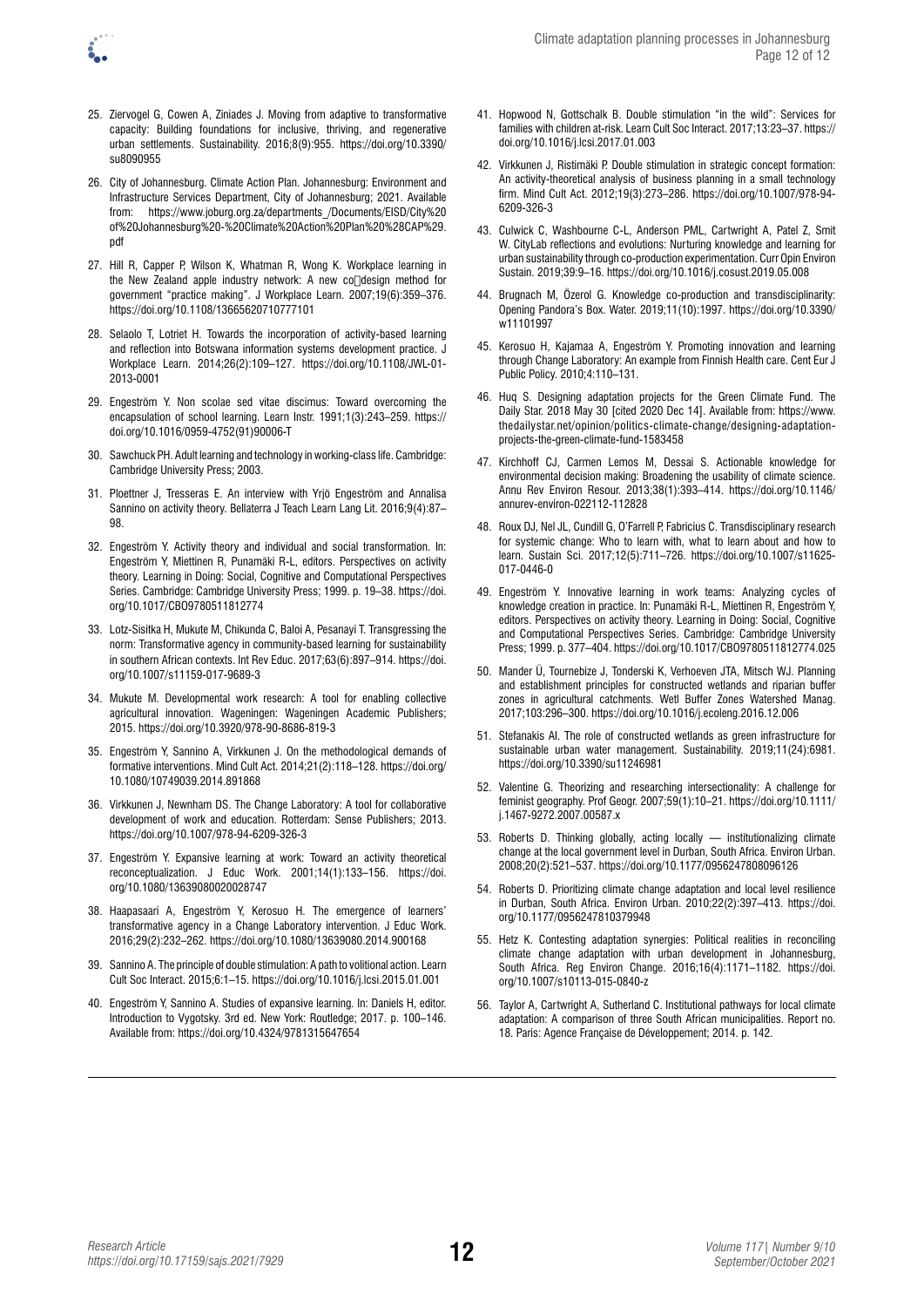25. Ziervogel G, Cowen A, Ziniades J. Moving from adaptive to transformative capacity: Building foundations for inclusive, thriving, and regenerative urban settlements. Sustainability. 2016;8(9):955. https://doi.org/10.3390/su8090955

26. City of Johannesburg. Climate Action Plan. Johannesburg: Environment and Infrastructure Services Department, City of Johannesburg; 2021. Available from: https://www.joburg.org.za/departments_/Documents/EISD/City%20of%20Johannesburg%20-%20Climate%20Action%20Plan%20%28CAP%29.pdf

27. Hill R, Capper P, Wilson K, Whatman R, Wong K. Workplace learning in the New Zealand apple industry network: A new co design method for government "practice making". J Workplace Learn. 2007;19(6):359–376. https://doi.org/10.1108/13665620710777101

28. Selaolo T, Lotriet H. Towards the incorporation of activity-based learning and reflection into Botswana information systems development practice. J Workplace Learn. 2014;26(2):109–127. https://doi.org/10.1108/JWL-01-2013-0001

29. Engeström Y. Non scolae sed vitae discimus: Toward overcoming the encapsulation of school learning. Learn Instr. 1991;1(3):243–259. https://doi.org/10.1016/0959-4752(91)90006-T

30. Sawchuck PH. Adult learning and technology in working-class life. Cambridge: Cambridge University Press; 2003.

31. Ploettner J, Tresseras E. An interview with Yrjö Engeström and Annalisa Sannino on activity theory. Bellaterra J Teach Learn Lang Lit. 2016;9(4):87–98.

32. Engeström Y. Activity theory and individual and social transformation. In: Engeström Y, Miettinen R, Punamäki R-L, editors. Perspectives on activity theory. Learning in Doing: Social, Cognitive and Computational Perspectives Series. Cambridge: Cambridge University Press; 1999. p. 19–38. https://doi.org/10.1017/CBO9780511812774

33. Lotz-Sisitka H, Mukute M, Chikunda C, Baloi A, Pesanayi T. Transgressing the norm: Transformative agency in community-based learning for sustainability in southern African contexts. Int Rev Educ. 2017;63(6):897–914. https://doi.org/10.1007/s11159-017-9689-3

34. Mukute M. Developmental work research: A tool for enabling collective agricultural innovation. Wageningen: Wageningen Academic Publishers; 2015. https://doi.org/10.3920/978-90-8686-819-3

35. Engeström Y, Sannino A, Virkkunen J. On the methodological demands of formative interventions. Mind Cult Act. 2014;21(2):118–128. https://doi.org/10.1080/10749039.2014.891868

36. Virkkunen J, Newnham DS. The Change Laboratory: A tool for collaborative development of work and education. Rotterdam: Sense Publishers; 2013. https://doi.org/10.1007/978-94-6209-326-3

37. Engeström Y. Expansive learning at work: Toward an activity theoretical reconceptualization. J Educ Work. 2001;14(1):133–156. https://doi.org/10.1080/13639080020028747

38. Haapasaari A, Engeström Y, Kerosuo H. The emergence of learners' transformative agency in a Change Laboratory intervention. J Educ Work. 2016;29(2):232–262. https://doi.org/10.1080/13639080.2014.900168

39. Sannino A. The principle of double stimulation: A path to volitional action. Learn Cult Soc Interact. 2015;6:1–15. https://doi.org/10.1016/j.lcsi.2015.01.001

40. Engeström Y, Sannino A. Studies of expansive learning. In: Daniels H, editor. Introduction to Vygotsky. 3rd ed. New York: Routledge; 2017. p. 100–146. Available from: https://doi.org/10.4324/9781315647654

41. Hopwood N, Gottschalk B. Double stimulation "in the wild": Services for families with children at-risk. Learn Cult Soc Interact. 2017;13:23–37. https://doi.org/10.1016/j.lcsi.2017.01.003

42. Virkkunen J, Ristimäki P. Double stimulation in strategic concept formation: An activity-theoretical analysis of business planning in a small technology firm. Mind Cult Act. 2012;19(3):273–286. https://doi.org/10.1007/978-94-6209-326-3

43. Culwick C, Washbourne C-L, Anderson PML, Cartwright A, Patel Z, Smit W. CityLab reflections and evolutions: Nurturing knowledge and learning for urban sustainability through co-production experimentation. Curr Opin Environ Sustain. 2019;39:9–16. https://doi.org/10.1016/j.cosust.2019.05.008

44. Brugnach M, Özerol G. Knowledge co-production and transdisciplinarity: Opening Pandora's Box. Water. 2019;11(10):1997. https://doi.org/10.3390/w11101997

45. Kerosuo H, Kajamaa A, Engeström Y. Promoting innovation and learning through Change Laboratory: An example from Finnish Health care. Cent Eur J Public Policy. 2010;4:110–131.

46. Huq S. Designing adaptation projects for the Green Climate Fund. The Daily Star. 2018 May 30 [cited 2020 Dec 14]. Available from: https://www.thedailystar.net/opinion/politics-climate-change/designing-adaptation-projects-the-green-climate-fund-1583458

47. Kirchhoff CJ, Carmen Lemos M, Dessai S. Actionable knowledge for environmental decision making: Broadening the usability of climate science. Annu Rev Environ Resour. 2013;38(1):393–414. https://doi.org/10.1146/annurev-environ-022112-112828

48. Roux DJ, Nel JL, Cundill G, O'Farrell P, Fabricius C. Transdisciplinary research for systemic change: Who to learn with, what to learn about and how to learn. Sustain Sci. 2017;12(5):711–726. https://doi.org/10.1007/s11625-017-0446-0

49. Engeström Y. Innovative learning in work teams: Analyzing cycles of knowledge creation in practice. In: Punamäki R-L, Miettinen R, Engeström Y, editors. Perspectives on activity theory. Learning in Doing: Social, Cognitive and Computational Perspectives Series. Cambridge: Cambridge University Press; 1999. p. 377–404. https://doi.org/10.1017/CBO9780511812774.025

50. Mander Ü, Tournebize J, Tonderski K, Verhoeven JTA, Mitsch WJ. Planning and establishment principles for constructed wetlands and riparian buffer zones in agricultural catchments. Wetl Buffer Zones Watershed Manag. 2017;103:296–300. https://doi.org/10.1016/j.ecoleng.2016.12.006

51. Stefanakis AI. The role of constructed wetlands as green infrastructure for sustainable urban water management. Sustainability. 2019;11(24):6981. https://doi.org/10.3390/su11246981

52. Valentine G. Theorizing and researching intersectionality: A challenge for feminist geography. Prof Geogr. 2007;59(1):10–21. https://doi.org/10.1111/j.1467-9272.2007.00587.x

53. Roberts D. Thinking globally, acting locally — institutionalizing climate change at the local government level in Durban, South Africa. Environ Urban. 2008;20(2):521–537. https://doi.org/10.1177/0956247808096126

54. Roberts D. Prioritizing climate change adaptation and local level resilience in Durban, South Africa. Environ Urban. 2010;22(2):397–413. https://doi.org/10.1177/0956247810379948

55. Hetz K. Contesting adaptation synergies: Political realities in reconciling climate change adaptation with urban development in Johannesburg, South Africa. Reg Environ Change. 2016;16(4):1171–1182. https://doi.org/10.1007/s10113-015-0840-z

56. Taylor A, Cartwright A, Sutherland C. Institutional pathways for local climate adaptation: A comparison of three South African municipalities. Report no. 18. Paris: Agence Française de Développement; 2014. p. 142.